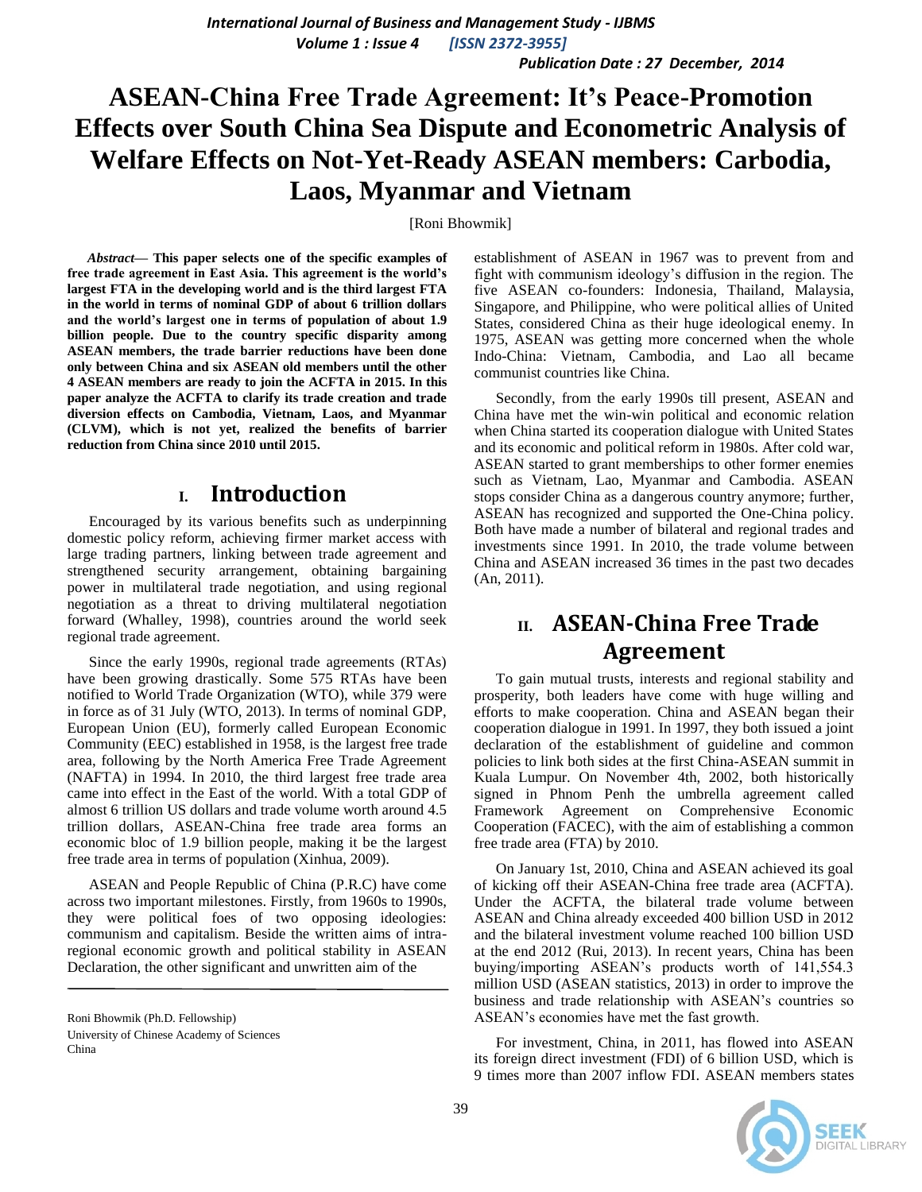# ASEAN-China Free Trade Agreement: It's Peace-Promotion Effects over South China Sea Dispute and Econometric Analysis of Welfare Effects on Not-Yet-Ready ASEAN members: Carbodia, Laos, Myanmar and Vietnam

[Roni Bhowmik]

***Abstract*— This paper selects one of the specific examples of free trade agreement in East Asia. This agreement is the world's largest FTA in the developing world and is the third largest FTA in the world in terms of nominal GDP of about 6 trillion dollars and the world's largest one in terms of population of about 1.9 billion people. Due to the country specific disparity among ASEAN members, the trade barrier reductions have been done only between China and six ASEAN old members until the other 4 ASEAN members are ready to join the ACFTA in 2015. In this paper analyze the ACFTA to clarify its trade creation and trade diversion effects on Cambodia, Vietnam, Laos, and Myanmar (CLVM), which is not yet, realized the benefits of barrier reduction from China since 2010 until 2015.**

## I. Introduction

Encouraged by its various benefits such as underpinning domestic policy reform, achieving firmer market access with large trading partners, linking between trade agreement and strengthened security arrangement, obtaining bargaining power in multilateral trade negotiation, and using regional negotiation as a threat to driving multilateral negotiation forward (Whalley, 1998), countries around the world seek regional trade agreement.

Since the early 1990s, regional trade agreements (RTAs) have been growing drastically. Some 575 RTAs have been notified to World Trade Organization (WTO), while 379 were in force as of 31 July (WTO, 2013). In terms of nominal GDP, European Union (EU), formerly called European Economic Community (EEC) established in 1958, is the largest free trade area, following by the North America Free Trade Agreement (NAFTA) in 1994. In 2010, the third largest free trade area came into effect in the East of the world. With a total GDP of almost 6 trillion US dollars and trade volume worth around 4.5 trillion dollars, ASEAN-China free trade area forms an economic bloc of 1.9 billion people, making it be the largest free trade area in terms of population (Xinhua, 2009).

ASEAN and People Republic of China (P.R.C) have come across two important milestones. Firstly, from 1960s to 1990s, they were political foes of two opposing ideologies: communism and capitalism. Beside the written aims of intra-regional economic growth and political stability in ASEAN Declaration, the other significant and unwritten aim of the establishment of ASEAN in 1967 was to prevent from and fight with communism ideology's diffusion in the region. The five ASEAN co-founders: Indonesia, Thailand, Malaysia, Singapore, and Philippine, who were political allies of United States, considered China as their huge ideological enemy. In 1975, ASEAN was getting more concerned when the whole Indo-China: Vietnam, Cambodia, and Lao all became communist countries like China.

Secondly, from the early 1990s till present, ASEAN and China have met the win-win political and economic relation when China started its cooperation dialogue with United States and its economic and political reform in 1980s. After cold war, ASEAN started to grant memberships to other former enemies such as Vietnam, Lao, Myanmar and Cambodia. ASEAN stops consider China as a dangerous country anymore; further, ASEAN has recognized and supported the One-China policy. Both have made a number of bilateral and regional trades and investments since 1991. In 2010, the trade volume between China and ASEAN increased 36 times in the past two decades (An, 2011).

## II. ASEAN-China Free Trade Agreement

To gain mutual trusts, interests and regional stability and prosperity, both leaders have come with huge willing and efforts to make cooperation. China and ASEAN began their cooperation dialogue in 1991. In 1997, they both issued a joint declaration of the establishment of guideline and common policies to link both sides at the first China-ASEAN summit in Kuala Lumpur. On November 4th, 2002, both historically signed in Phnom Penh the umbrella agreement called Framework Agreement on Comprehensive Economic Cooperation (FACEC), with the aim of establishing a common free trade area (FTA) by 2010.

On January 1st, 2010, China and ASEAN achieved its goal of kicking off their ASEAN-China free trade area (ACFTA). Under the ACFTA, the bilateral trade volume between ASEAN and China already exceeded 400 billion USD in 2012 and the bilateral investment volume reached 100 billion USD at the end 2012 (Rui, 2013). In recent years, China has been buying/importing ASEAN's products worth of 141,554.3 million USD (ASEAN statistics, 2013) in order to improve the business and trade relationship with ASEAN's countries so ASEAN's economies have met the fast growth.

For investment, China, in 2011, has flowed into ASEAN its foreign direct investment (FDI) of 6 billion USD, which is 9 times more than 2007 inflow FDI. ASEAN members states

---

Roni Bhowmik (Ph.D. Fellowship)
University of Chinese Academy of Sciences
China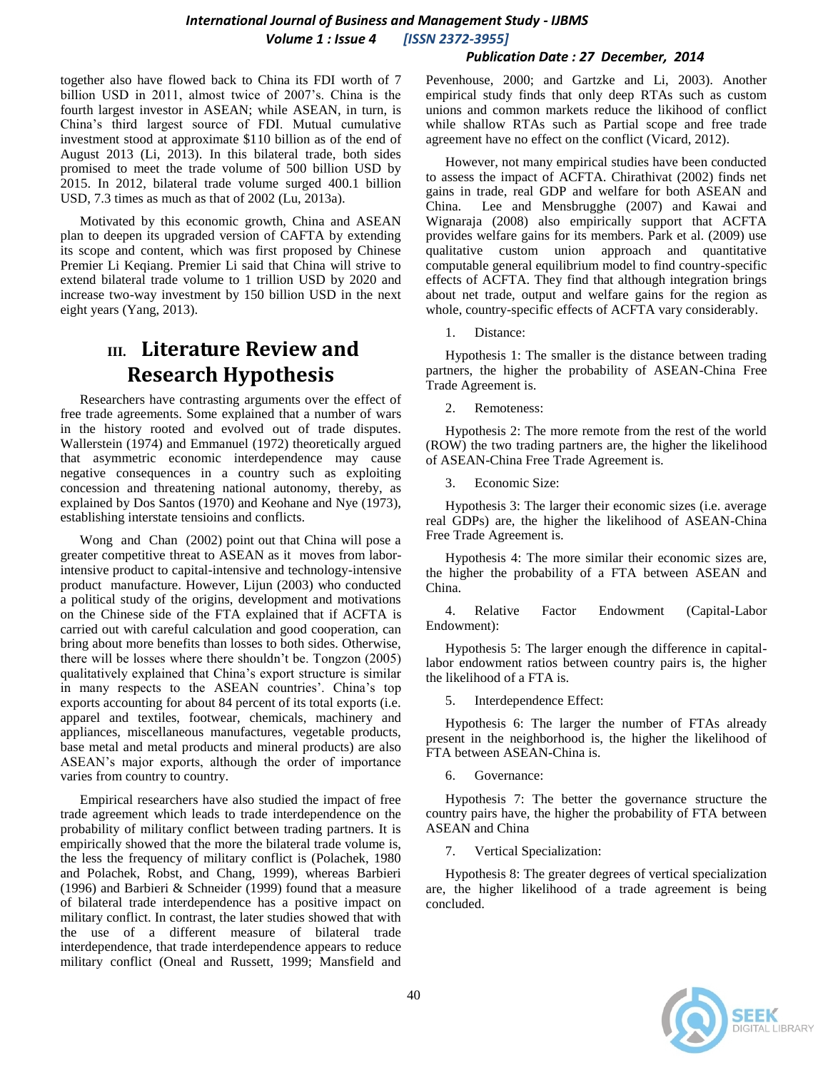together also have flowed back to China its FDI worth of 7 billion USD in 2011, almost twice of 2007's. China is the fourth largest investor in ASEAN; while ASEAN, in turn, is China's third largest source of FDI. Mutual cumulative investment stood at approximate $110 billion as of the end of August 2013 (Li, 2013). In this bilateral trade, both sides promised to meet the trade volume of 500 billion USD by 2015. In 2012, bilateral trade volume surged 400.1 billion USD, 7.3 times as much as that of 2002 (Lu, 2013a).

Motivated by this economic growth, China and ASEAN plan to deepen its upgraded version of CAFTA by extending its scope and content, which was first proposed by Chinese Premier Li Keqiang. Premier Li said that China will strive to extend bilateral trade volume to 1 trillion USD by 2020 and increase two-way investment by 150 billion USD in the next eight years (Yang, 2013).

# III. Literature Review and Research Hypothesis

Researchers have contrasting arguments over the effect of free trade agreements. Some explained that a number of wars in the history rooted and evolved out of trade disputes. Wallerstein (1974) and Emmanuel (1972) theoretically argued that asymmetric economic interdependence may cause negative consequences in a country such as exploiting concession and threatening national autonomy, thereby, as explained by Dos Santos (1970) and Keohane and Nye (1973), establishing interstate tensioins and conflicts.

Wong and Chan (2002) point out that China will pose a greater competitive threat to ASEAN as it moves from labor-intensive product to capital-intensive and technology-intensive product manufacture. However, Lijun (2003) who conducted a political study of the origins, development and motivations on the Chinese side of the FTA explained that if ACFTA is carried out with careful calculation and good cooperation, can bring about more benefits than losses to both sides. Otherwise, there will be losses where there shouldn't be. Tongzon (2005) qualitatively explained that China's export structure is similar in many respects to the ASEAN countries'. China's top exports accounting for about 84 percent of its total exports (i.e. apparel and textiles, footwear, chemicals, machinery and appliances, miscellaneous manufactures, vegetable products, base metal and metal products and mineral products) are also ASEAN's major exports, although the order of importance varies from country to country.

Empirical researchers have also studied the impact of free trade agreement which leads to trade interdependence on the probability of military conflict between trading partners. It is empirically showed that the more the bilateral trade volume is, the less the frequency of military conflict is (Polachek, 1980 and Polachek, Robst, and Chang, 1999), whereas Barbieri (1996) and Barbieri & Schneider (1999) found that a measure of bilateral trade interdependence has a positive impact on military conflict. In contrast, the later studies showed that with the use of a different measure of bilateral trade interdependence, that trade interdependence appears to reduce military conflict (Oneal and Russett, 1999; Mansfield and Pevenhouse, 2000; and Gartzke and Li, 2003). Another empirical study finds that only deep RTAs such as custom unions and common markets reduce the likihood of conflict while shallow RTAs such as Partial scope and free trade agreement have no effect on the conflict (Vicard, 2012).

However, not many empirical studies have been conducted to assess the impact of ACFTA. Chirathivat (2002) finds net gains in trade, real GDP and welfare for both ASEAN and China. Lee and Mensbrugghe (2007) and Kawai and Wignaraja (2008) also empirically support that ACFTA provides welfare gains for its members. Park et al. (2009) use qualitative custom union approach and quantitative computable general equilibrium model to find country-specific effects of ACFTA. They find that although integration brings about net trade, output and welfare gains for the region as whole, country-specific effects of ACFTA vary considerably.

1. Distance:

Hypothesis 1: The smaller is the distance between trading partners, the higher the probability of ASEAN-China Free Trade Agreement is.

2. Remoteness:

Hypothesis 2: The more remote from the rest of the world (ROW) the two trading partners are, the higher the likelihood of ASEAN-China Free Trade Agreement is.

3. Economic Size:

Hypothesis 3: The larger their economic sizes (i.e. average real GDPs) are, the higher the likelihood of ASEAN-China Free Trade Agreement is.

Hypothesis 4: The more similar their economic sizes are, the higher the probability of a FTA between ASEAN and China.

4. Relative Factor Endowment (Capital-Labor Endowment):

Hypothesis 5: The larger enough the difference in capital-labor endowment ratios between country pairs is, the higher the likelihood of a FTA is.

5. Interdependence Effect:

Hypothesis 6: The larger the number of FTAs already present in the neighborhood is, the higher the likelihood of FTA between ASEAN-China is.

6. Governance:

Hypothesis 7: The better the governance structure the country pairs have, the higher the probability of FTA between ASEAN and China

7. Vertical Specialization:

Hypothesis 8: The greater degrees of vertical specialization are, the higher likelihood of a trade agreement is being concluded.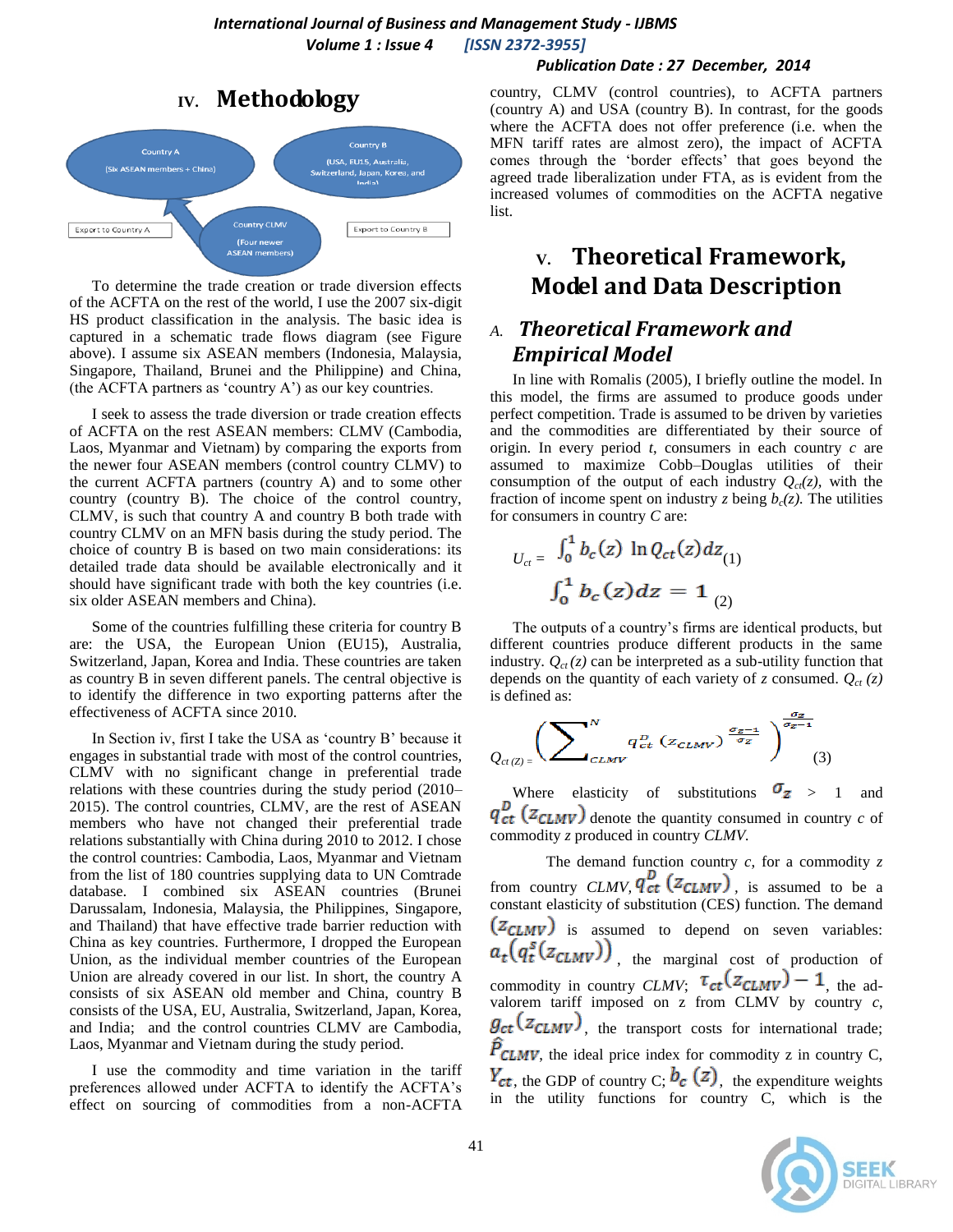## IV. Methodology

Country A (Six ASEAN members + China)

Country B (USA, EU15, Australia, Switzerland, Japan, Korea, and India)

Export to Country A

Country CLMV (Four newer ASEAN members)

Export to Country B

To determine the trade creation or trade diversion effects of the ACFTA on the rest of the world, I use the 2007 six-digit HS product classification in the analysis. The basic idea is captured in a schematic trade flows diagram (see Figure above). I assume six ASEAN members (Indonesia, Malaysia, Singapore, Thailand, Brunei and the Philippine) and China, (the ACFTA partners as 'country A') as our key countries.

I seek to assess the trade diversion or trade creation effects of ACFTA on the rest ASEAN members: CLMV (Cambodia, Laos, Myanmar and Vietnam) by comparing the exports from the newer four ASEAN members (control country CLMV) to the current ACFTA partners (country A) and to some other country (country B). The choice of the control country, CLMV, is such that country A and country B both trade with country CLMV on an MFN basis during the study period. The choice of country B is based on two main considerations: its detailed trade data should be available electronically and it should have significant trade with both the key countries (i.e. six older ASEAN members and China).

Some of the countries fulfilling these criteria for country B are: the USA, the European Union (EU15), Australia, Switzerland, Japan, Korea and India. These countries are taken as country B in seven different panels. The central objective is to identify the difference in two exporting patterns after the effectiveness of ACFTA since 2010.

In Section iv, first I take the USA as 'country B' because it engages in substantial trade with most of the control countries, CLMV with no significant change in preferential trade relations with these countries during the study period (2010–2015). The control countries, CLMV, are the rest of ASEAN members who have not changed their preferential trade relations substantially with China during 2010 to 2012. I chose the control countries: Cambodia, Laos, Myanmar and Vietnam from the list of 180 countries supplying data to UN Comtrade database. I combined six ASEAN countries (Brunei Darussalam, Indonesia, Malaysia, the Philippines, Singapore, and Thailand) that have effective trade barrier reduction with China as key countries. Furthermore, I dropped the European Union, as the individual member countries of the European Union are already covered in our list. In short, the country A consists of six ASEAN old member and China, country B consists of the USA, EU, Australia, Switzerland, Japan, Korea, and India; and the control countries CLMV are Cambodia, Laos, Myanmar and Vietnam during the study period.

I use the commodity and time variation in the tariff preferences allowed under ACFTA to identify the ACFTA's effect on sourcing of commodities from a non-ACFTA country, CLMV (control countries), to ACFTA partners (country A) and USA (country B). In contrast, for the goods where the ACFTA does not offer preference (i.e. when the MFN tariff rates are almost zero), the impact of ACFTA comes through the 'border effects' that goes beyond the agreed trade liberalization under FTA, as is evident from the increased volumes of commodities on the ACFTA negative list.

## V. Theoretical Framework, Model and Data Description

### A. *Theoretical Framework and Empirical Model*

In line with Romalis (2005), I briefly outline the model. In this model, the firms are assumed to produce goods under perfect competition. Trade is assumed to be driven by varieties and the commodities are differentiated by their source of origin. In every period *t*, consumers in each country *c* are assumed to maximize Cobb–Douglas utilities of their consumption of the output of each industry $Q_{ct}(z)$, with the fraction of income spent on industry *z* being $b_c(z)$. The utilities for consumers in country *C* are:

$$U_{ct} = \int_0^1 b_c(z)\ \ln Q_{ct}(z)dz \quad (1)$$

$$\int_0^1 b_c(z)dz = 1 \quad (2)$$

The outputs of a country's firms are identical products, but different countries produce different products in the same industry. $Q_{ct}(z)$ can be interpreted as a sub-utility function that depends on the quantity of each variety of *z* consumed. $Q_{ct}(z)$ is defined as:

$$Q_{ct\,(Z)} = \left( \sum_{CLMV}^{N} q_{ct}^{D}\,(z_{CLMV})^{\frac{\sigma_z - 1}{\sigma_z}} \right)^{\frac{\sigma_z}{\sigma_z - 1}} \quad (3)$$

Where elasticity of substitutions $\sigma_z > 1$ and $q_{ct}^{D}(z_{CLMV})$ denote the quantity consumed in country *c* of commodity *z* produced in country *CLMV*.

The demand function country *c*, for a commodity *z* from country *CLMV*, $q_{ct}^{D}(z_{CLMV})$, is assumed to be a constant elasticity of substitution (CES) function. The demand $(z_{CLMV})$ is assumed to depend on seven variables: $a_t(q_t^s(z_{CLMV}))$, the marginal cost of production of commodity in country *CLMV*; $\tau_{ct}(z_{CLMV}) - 1$, the ad-valorem tariff imposed on z from CLMV by country *c*, $g_{ct}(z_{CLMV})$, the transport costs for international trade; $\hat{P}_{CLMV}$, the ideal price index for commodity z in country C, $Y_{ct}$, the GDP of country C; $b_c(z)$, the expenditure weights in the utility functions for country C, which is the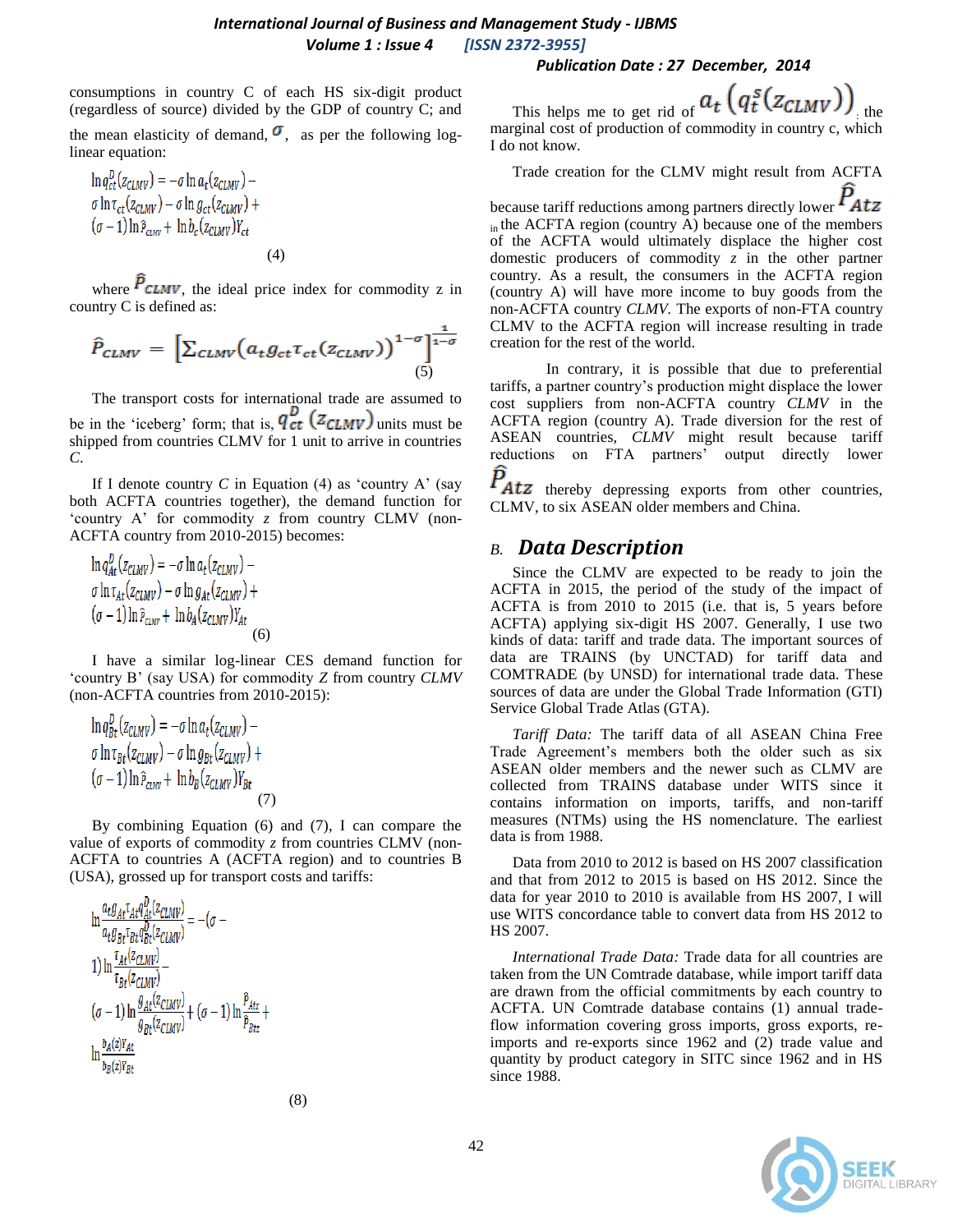consumptions in country C of each HS six-digit product (regardless of source) divided by the GDP of country C; and the mean elasticity of demand, $\sigma$, as per the following log-linear equation:

$$\ln q_{ct}^{D}(z_{CLMV}) = -\sigma \ln a_t(z_{CLMV}) - \sigma \ln \tau_{ct}(z_{CLMV}) - \sigma \ln g_{ct}(z_{CLMV}) + (\sigma-1)\ln \hat{p}_{CLMV} + \ln b_c(z_{CLMV}) Y_{ct} \quad (4)$$

where $\widehat{P}_{CLMV}$, the ideal price index for commodity z in country C is defined as:

$$\widehat{P}_{CLMV} = \left[\Sigma_{CLMV}\left(a_t g_{ct} \tau_{ct}(z_{CLMV})\right)^{1-\sigma}\right]^{\frac{1}{1-\sigma}} \quad (5)$$

The transport costs for international trade are assumed to be in the 'iceberg' form; that is, $q_{ct}^{D}(z_{CLMV})$ units must be shipped from countries CLMV for 1 unit to arrive in countries *C*.

If I denote country *C* in Equation (4) as 'country A' (say both ACFTA countries together), the demand function for 'country A' for commodity *z* from country CLMV (non-ACFTA country from 2010-2015) becomes:

$$\ln q_{At}^{D}(z_{CLMV}) = -\sigma \ln a_t(z_{CLMV}) - \sigma \ln \tau_{At}(z_{CLMV}) - \sigma \ln g_{At}(z_{CLMV}) + (\sigma-1)\ln \hat{p}_{CLMV} + \ln b_A(z_{CLMV}) Y_{At} \quad (6)$$

I have a similar log-linear CES demand function for 'country B' (say USA) for commodity *Z* from country *CLMV* (non-ACFTA countries from 2010-2015):

$$\ln q_{Bt}^{D}(z_{CLMV}) = -\sigma \ln a_t(z_{CLMV}) - \sigma \ln \tau_{Bt}(z_{CLMV}) - \sigma \ln g_{Bt}(z_{CLMV}) + (\sigma-1)\ln \hat{p}_{CLMV} + \ln b_B(z_{CLMV}) Y_{Bt} \quad (7)$$

By combining Equation (6) and (7), I can compare the value of exports of commodity *z* from countries CLMV (non-ACFTA to countries A (ACFTA region) and to countries B (USA), grossed up for transport costs and tariffs:

$$\ln \frac{a_t g_{At} \tau_{At} q_{At}^{D}(z_{CLMV})}{a_t g_{Bt} \tau_{Bt} q_{Bt}^{D}(z_{CLMV})} = -(\sigma - 1)\ln \frac{\tau_{At}(z_{CLMV})}{\tau_{Bt}(z_{CLMV})} - (\sigma-1)\ln \frac{g_{At}(z_{CLMV})}{g_{Bt}(z_{CLMV})} + (\sigma-1)\ln \frac{\hat{p}_{Atz}}{\hat{p}_{Btz}} + \ln \frac{b_A(z) Y_{At}}{b_B(z) Y_{Bt}} \quad (8)$$

This helps me to get rid of $a_t\left(q_t^{s}(z_{CLMV})\right)$; the marginal cost of production of commodity in country c, which I do not know.

Trade creation for the CLMV might result from ACFTA because tariff reductions among partners directly lower $\widehat{P}_{Atz}$ in the ACFTA region (country A) because one of the members of the ACFTA would ultimately displace the higher cost domestic producers of commodity *z* in the other partner country. As a result, the consumers in the ACFTA region (country A) will have more income to buy goods from the non-ACFTA country *CLMV*. The exports of non-FTA country CLMV to the ACFTA region will increase resulting in trade creation for the rest of the world.

In contrary, it is possible that due to preferential tariffs, a partner country's production might displace the lower cost suppliers from non-ACFTA country *CLMV* in the ACFTA region (country A). Trade diversion for the rest of ASEAN countries, *CLMV* might result because tariff reductions on FTA partners' output directly lower $\widehat{P}_{Atz}$ thereby depressing exports from other countries, CLMV, to six ASEAN older members and China.

## *B. Data Description*

Since the CLMV are expected to be ready to join the ACFTA in 2015, the period of the study of the impact of ACFTA is from 2010 to 2015 (i.e. that is, 5 years before ACFTA) applying six-digit HS 2007. Generally, I use two kinds of data: tariff and trade data. The important sources of data are TRAINS (by UNCTAD) for tariff data and COMTRADE (by UNSD) for international trade data. These sources of data are under the Global Trade Information (GTI) Service Global Trade Atlas (GTA).

*Tariff Data:* The tariff data of all ASEAN China Free Trade Agreement's members both the older such as six ASEAN older members and the newer such as CLMV are collected from TRAINS database under WITS since it contains information on imports, tariffs, and non-tariff measures (NTMs) using the HS nomenclature. The earliest data is from 1988.

Data from 2010 to 2012 is based on HS 2007 classification and that from 2012 to 2015 is based on HS 2012. Since the data for year 2010 to 2010 is available from HS 2007, I will use WITS concordance table to convert data from HS 2012 to HS 2007.

*International Trade Data:* Trade data for all countries are taken from the UN Comtrade database, while import tariff data are drawn from the official commitments by each country to ACFTA. UN Comtrade database contains (1) annual trade-flow information covering gross imports, gross exports, re-imports and re-exports since 1962 and (2) trade value and quantity by product category in SITC since 1962 and in HS since 1988.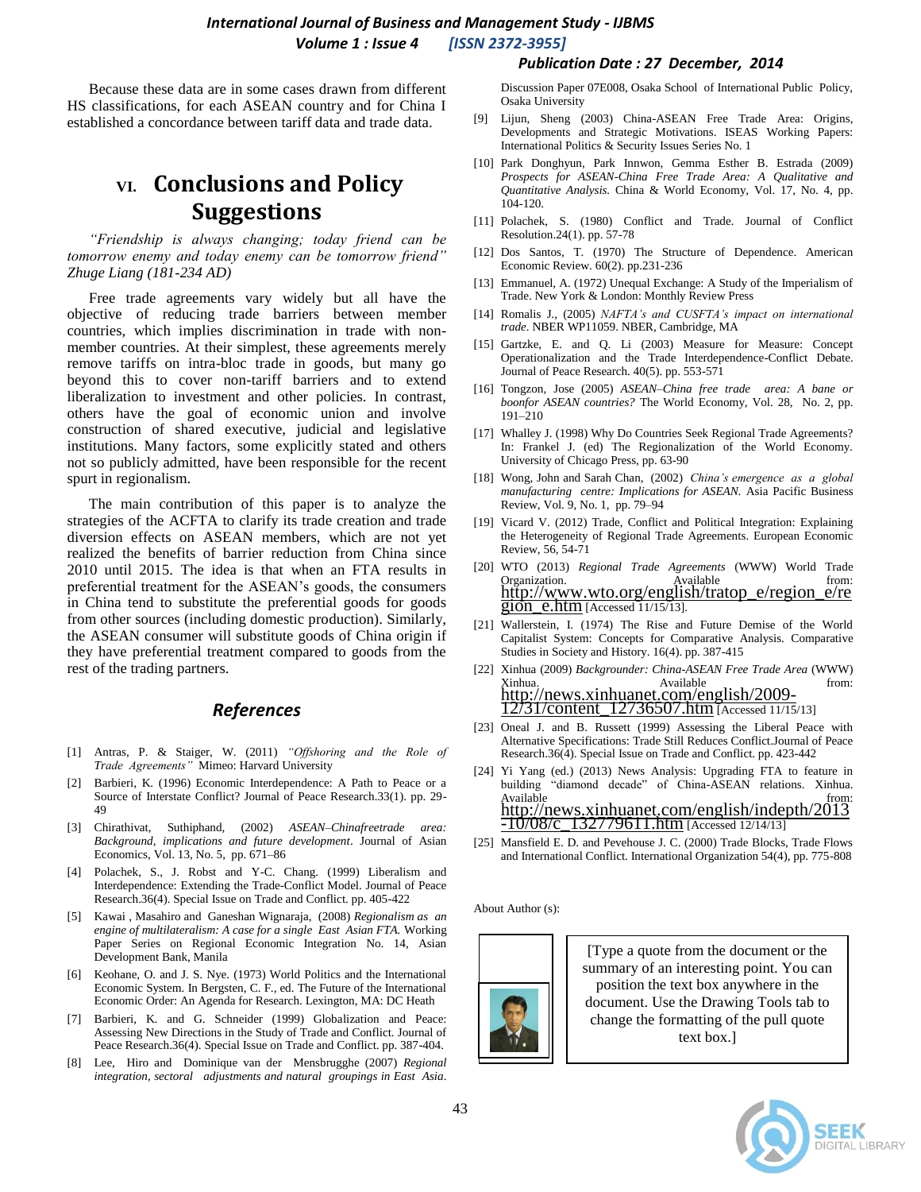Because these data are in some cases drawn from different HS classifications, for each ASEAN country and for China I established a concordance between tariff data and trade data.

# VI. Conclusions and Policy Suggestions

*"Friendship is always changing; today friend can be tomorrow enemy and today enemy can be tomorrow friend" Zhuge Liang (181-234 AD)*

Free trade agreements vary widely but all have the objective of reducing trade barriers between member countries, which implies discrimination in trade with non-member countries. At their simplest, these agreements merely remove tariffs on intra-bloc trade in goods, but many go beyond this to cover non-tariff barriers and to extend liberalization to investment and other policies. In contrast, others have the goal of economic union and involve construction of shared executive, judicial and legislative institutions. Many factors, some explicitly stated and others not so publicly admitted, have been responsible for the recent spurt in regionalism.

The main contribution of this paper is to analyze the strategies of the ACFTA to clarify its trade creation and trade diversion effects on ASEAN members, which are not yet realized the benefits of barrier reduction from China since 2010 until 2015. The idea is that when an FTA results in preferential treatment for the ASEAN's goods, the consumers in China tend to substitute the preferential goods for goods from other sources (including domestic production). Similarly, the ASEAN consumer will substitute goods of China origin if they have preferential treatment compared to goods from the rest of the trading partners.

## References

[1] Antras, P. & Staiger, W. (2011) *"Offshoring and the Role of Trade Agreements"* Mimeo: Harvard University

[2] Barbieri, K. (1996) Economic Interdependence: A Path to Peace or a Source of Interstate Conflict? Journal of Peace Research.33(1). pp. 29-49

[3] Chirathivat, Suthiphand, (2002) *ASEAN–Chinafreetrade area: Background, implications and future development*. Journal of Asian Economics, Vol. 13, No. 5, pp. 671–86

[4] Polachek, S., J. Robst and Y-C. Chang. (1999) Liberalism and Interdependence: Extending the Trade-Conflict Model. Journal of Peace Research.36(4). Special Issue on Trade and Conflict. pp. 405-422

[5] Kawai , Masahiro and Ganeshan Wignaraja, (2008) *Regionalism as an engine of multilateralism: A case for a single East Asian FTA.* Working Paper Series on Regional Economic Integration No. 14, Asian Development Bank, Manila

[6] Keohane, O. and J. S. Nye. (1973) World Politics and the International Economic System. In Bergsten, C. F., ed. The Future of the International Economic Order: An Agenda for Research. Lexington, MA: DC Heath

[7] Barbieri, K. and G. Schneider (1999) Globalization and Peace: Assessing New Directions in the Study of Trade and Conflict. Journal of Peace Research.36(4). Special Issue on Trade and Conflict. pp. 387-404.

[8] Lee, Hiro and Dominique van der Mensbrugghe (2007) *Regional integration, sectoral adjustments and natural groupings in East Asia*. Discussion Paper 07E008, Osaka School of International Public Policy, Osaka University

[9] Lijun, Sheng (2003) China-ASEAN Free Trade Area: Origins, Developments and Strategic Motivations. ISEAS Working Papers: International Politics & Security Issues Series No. 1

[10] Park Donghyun, Park Innwon, Gemma Esther B. Estrada (2009) *Prospects for ASEAN-China Free Trade Area: A Qualitative and Quantitative Analysis.* China & World Economy, Vol. 17, No. 4, pp. 104-120.

[11] Polachek, S. (1980) Conflict and Trade. Journal of Conflict Resolution.24(1). pp. 57-78

[12] Dos Santos, T. (1970) The Structure of Dependence. American Economic Review. 60(2). pp.231-236

[13] Emmanuel, A. (1972) Unequal Exchange: A Study of the Imperialism of Trade. New York & London: Monthly Review Press

[14] Romalis J., (2005) *NAFTA's and CUSFTA's impact on international trade*. NBER WP11059. NBER, Cambridge, MA

[15] Gartzke, E. and Q. Li (2003) Measure for Measure: Concept Operationalization and the Trade Interdependence-Conflict Debate. Journal of Peace Research. 40(5). pp. 553-571

[16] Tongzon, Jose (2005) *ASEAN–China free trade area: A bane or boonfor ASEAN countries?* The World Economy, Vol. 28, No. 2, pp. 191–210

[17] Whalley J. (1998) Why Do Countries Seek Regional Trade Agreements? In: Frankel J. (ed) The Regionalization of the World Economy. University of Chicago Press, pp. 63-90

[18] Wong, John and Sarah Chan, (2002) *China's emergence as a global manufacturing centre: Implications for ASEAN.* Asia Pacific Business Review, Vol. 9, No. 1, pp. 79–94

[19] Vicard V. (2012) Trade, Conflict and Political Integration: Explaining the Heterogeneity of Regional Trade Agreements. European Economic Review, 56, 54-71

[20] WTO (2013) *Regional Trade Agreements* (WWW) World Trade Organization. Available from: http://www.wto.org/english/tratop_e/region_e/region_e.htm [Accessed 11/15/13].

[21] Wallerstein, I. (1974) The Rise and Future Demise of the World Capitalist System: Concepts for Comparative Analysis. Comparative Studies in Society and History. 16(4). pp. 387-415

[22] Xinhua (2009) *Backgrounder: China-ASEAN Free Trade Area* (WWW) Xinhua. Available from: http://news.xinhuanet.com/english/2009-12/31/content_12736507.htm [Accessed 11/15/13]

[23] Oneal J. and B. Russett (1999) Assessing the Liberal Peace with Alternative Specifications: Trade Still Reduces Conflict.Journal of Peace Research.36(4). Special Issue on Trade and Conflict. pp. 423-442

[24] Yi Yang (ed.) (2013) News Analysis: Upgrading FTA to feature in building "diamond decade" of China-ASEAN relations. Xinhua. Available from: http://news.xinhuanet.com/english/indepth/2013-10/08/c_132779611.htm [Accessed 12/14/13]

[25] Mansfield E. D. and Pevehouse J. C. (2000) Trade Blocks, Trade Flows and International Conflict. International Organization 54(4), pp. 775-808

About Author (s):

[Type a quote from the document or the summary of an interesting point. You can position the text box anywhere in the document. Use the Drawing Tools tab to change the formatting of the pull quote text box.]